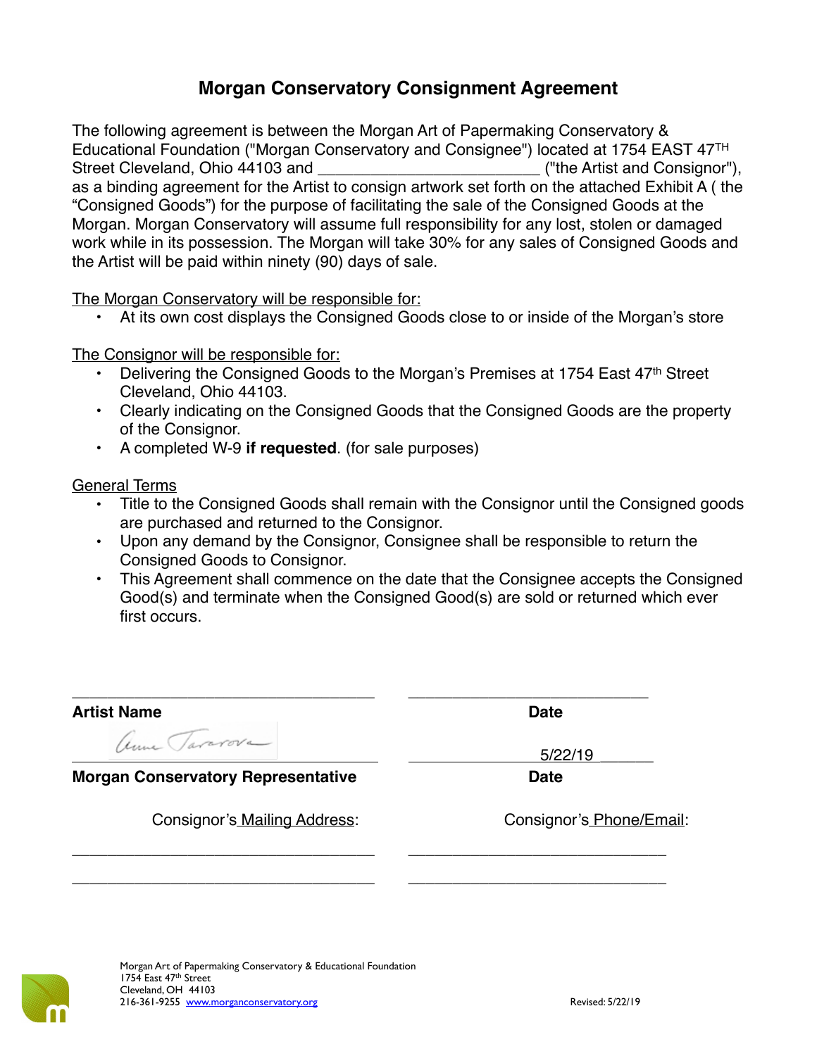# Morgan Conservatory Consignment Agreement

The following agreement is between the Morgan Art of Papermaking Conservatory & Educational Foundation ("Morgan Conservatory and Consignee") located at 1754 EAST 47TH Street Cleveland, Ohio 44103 and ________________________ ("the Artist and Consignor"), as a binding agreement for the Artist to consign artwork set forth on the attached Exhibit A ( the "Consigned Goods") for the purpose of facilitating the sale of the Consigned Goods at the Morgan. Morgan Conservatory will assume full responsibility for any lost, stolen or damaged work while in its possession. The Morgan will take 30% for any sales of Consigned Goods and the Artist will be paid within ninety (90) days of sale.

<u>The Morgan Conservatory will be responsible for:</u>

- At its own cost displays the Consigned Goods close to or inside of the Morgan's store

<u>The Consignor will be responsible for:</u>

- Delivering the Consigned Goods to the Morgan's Premises at 1754 East 47th Street Cleveland, Ohio 44103.
- Clearly indicating on the Consigned Goods that the Consigned Goods are the property of the Consignor.
- A completed W-9 **if requested**. (for sale purposes)

<u>General Terms</u>

- Title to the Consigned Goods shall remain with the Consignor until the Consigned goods are purchased and returned to the Consignor.
- Upon any demand by the Consignor, Consignee shall be responsible to return the Consigned Goods to Consignor.
- This Agreement shall commence on the date that the Consignee accepts the Consigned Good(s) and terminate when the Consigned Good(s) are sold or returned which ever first occurs.

________________________________ ____________________________

**Artist Name** **Date**

Anne Tararova ______________ 5/22/19 ______

**Morgan Conservatory Representative** **Date**

Consignor's <u>Mailing Address</u>: Consignor's <u>Phone/Email</u>:

________________________________ ____________________________

________________________________ ____________________________

Morgan Art of Papermaking Conservatory & Educational Foundation
1754 East 47th Street
Cleveland, OH 44103
216-361-9255 www.morganconservatory.org

Revised: 5/22/19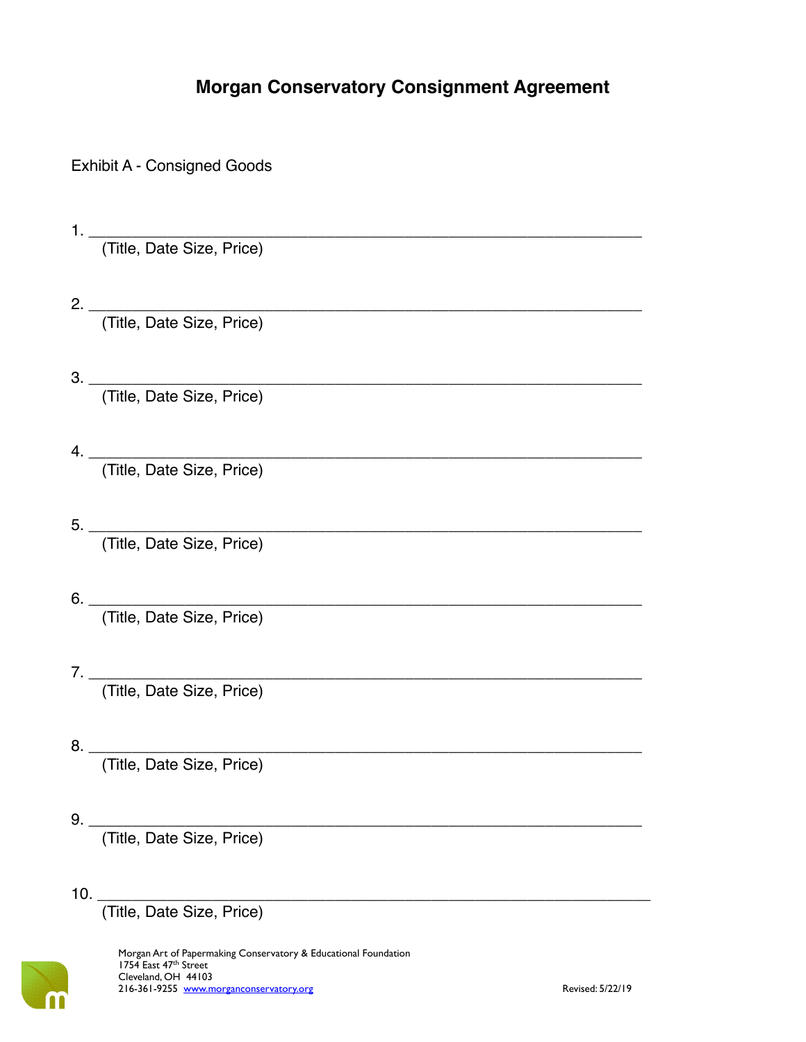# Morgan Conservatory Consignment Agreement

Exhibit A - Consigned Goods

1. ______________________________________________________________
   (Title, Date Size, Price)

2. ______________________________________________________________
   (Title, Date Size, Price)

3. ______________________________________________________________
   (Title, Date Size, Price)

4. ______________________________________________________________
   (Title, Date Size, Price)

5. ______________________________________________________________
   (Title, Date Size, Price)

6. ______________________________________________________________
   (Title, Date Size, Price)

7. ______________________________________________________________
   (Title, Date Size, Price)

8. ______________________________________________________________
   (Title, Date Size, Price)

9. ______________________________________________________________
   (Title, Date Size, Price)

10. ______________________________________________________________
    (Title, Date Size, Price)

Morgan Art of Papermaking Conservatory & Educational Foundation
1754 East 47th Street
Cleveland, OH 44103
216-361-9255 www.morganconservatory.org

Revised: 5/22/19